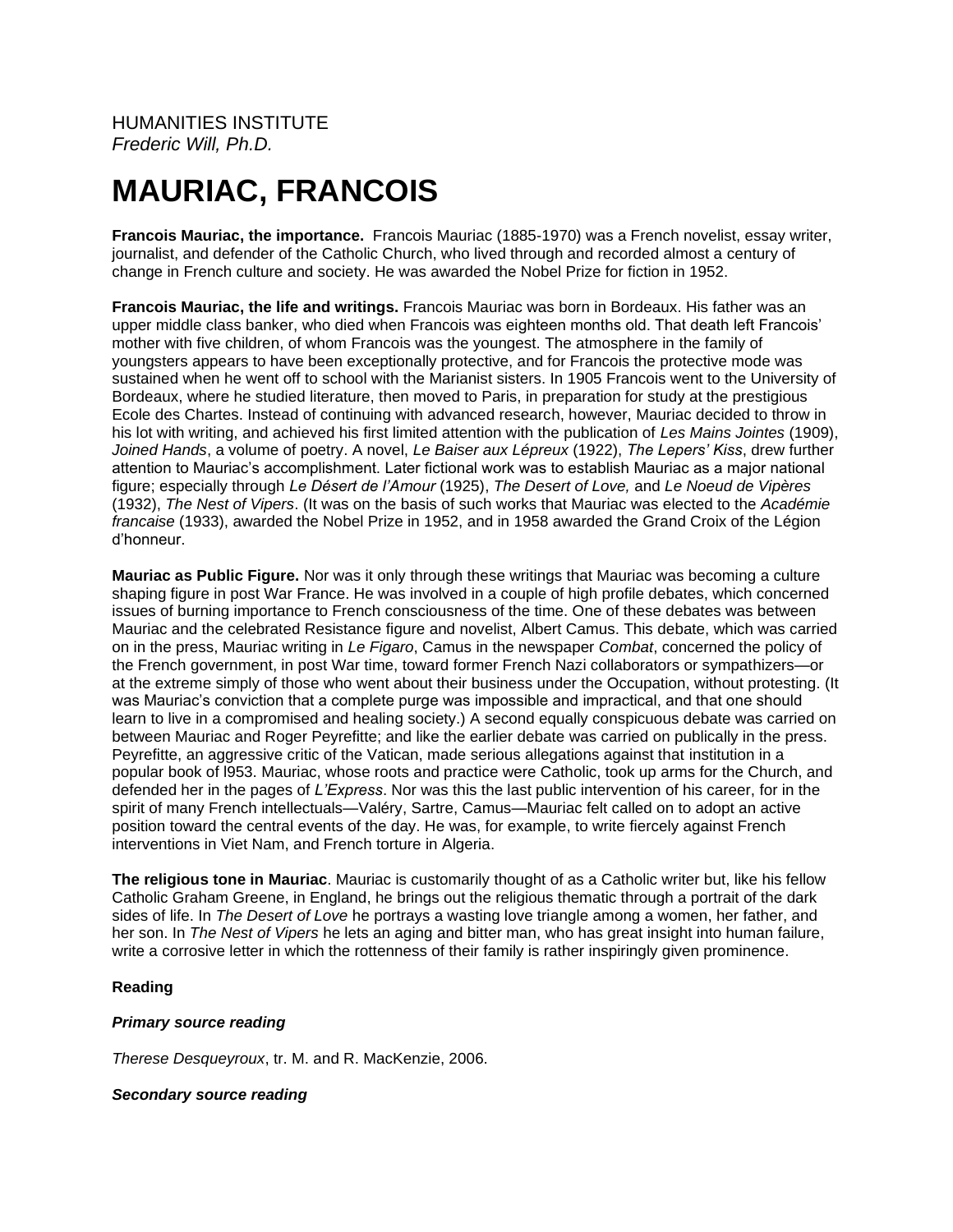HUMANITIES INSTITUTE
*Frederic Will, Ph.D.*

# MAURIAC, FRANCOIS

**Francois Mauriac, the importance.** Francois Mauriac (1885-1970) was a French novelist, essay writer, journalist, and defender of the Catholic Church, who lived through and recorded almost a century of change in French culture and society. He was awarded the Nobel Prize for fiction in 1952.

**Francois Mauriac, the life and writings.** Francois Mauriac was born in Bordeaux. His father was an upper middle class banker, who died when Francois was eighteen months old. That death left Francois' mother with five children, of whom Francois was the youngest. The atmosphere in the family of youngsters appears to have been exceptionally protective, and for Francois the protective mode was sustained when he went off to school with the Marianist sisters. In 1905 Francois went to the University of Bordeaux, where he studied literature, then moved to Paris, in preparation for study at the prestigious Ecole des Chartes. Instead of continuing with advanced research, however, Mauriac decided to throw in his lot with writing, and achieved his first limited attention with the publication of *Les Mains Jointes* (1909), *Joined Hands*, a volume of poetry. A novel, *Le Baiser aux Lépreux* (1922), *The Lepers' Kiss*, drew further attention to Mauriac's accomplishment. Later fictional work was to establish Mauriac as a major national figure; especially through *Le Désert de l'Amour* (1925), *The Desert of Love,* and *Le Noeud de Vipères* (1932), *The Nest of Vipers*. (It was on the basis of such works that Mauriac was elected to the *Académie francaise* (1933), awarded the Nobel Prize in 1952, and in 1958 awarded the Grand Croix of the Légion d'honneur.

**Mauriac as Public Figure.** Nor was it only through these writings that Mauriac was becoming a culture shaping figure in post War France. He was involved in a couple of high profile debates, which concerned issues of burning importance to French consciousness of the time. One of these debates was between Mauriac and the celebrated Resistance figure and novelist, Albert Camus. This debate, which was carried on in the press, Mauriac writing in *Le Figaro*, Camus in the newspaper *Combat*, concerned the policy of the French government, in post War time, toward former French Nazi collaborators or sympathizers—or at the extreme simply of those who went about their business under the Occupation, without protesting. (It was Mauriac's conviction that a complete purge was impossible and impractical, and that one should learn to live in a compromised and healing society.) A second equally conspicuous debate was carried on between Mauriac and Roger Peyrefitte; and like the earlier debate was carried on publically in the press. Peyrefitte, an aggressive critic of the Vatican, made serious allegations against that institution in a popular book of l953. Mauriac, whose roots and practice were Catholic, took up arms for the Church, and defended her in the pages of *L'Express*. Nor was this the last public intervention of his career, for in the spirit of many French intellectuals—Valéry, Sartre, Camus—Mauriac felt called on to adopt an active position toward the central events of the day. He was, for example, to write fiercely against French interventions in Viet Nam, and French torture in Algeria.

**The religious tone in Mauriac**. Mauriac is customarily thought of as a Catholic writer but, like his fellow Catholic Graham Greene, in England, he brings out the religious thematic through a portrait of the dark sides of life. In *The Desert of Love* he portrays a wasting love triangle among a women, her father, and her son. In *The Nest of Vipers* he lets an aging and bitter man, who has great insight into human failure, write a corrosive letter in which the rottenness of their family is rather inspiringly given prominence.

**Reading**

***Primary source reading***

*Therese Desqueyroux*, tr. M. and R. MacKenzie, 2006.

***Secondary source reading***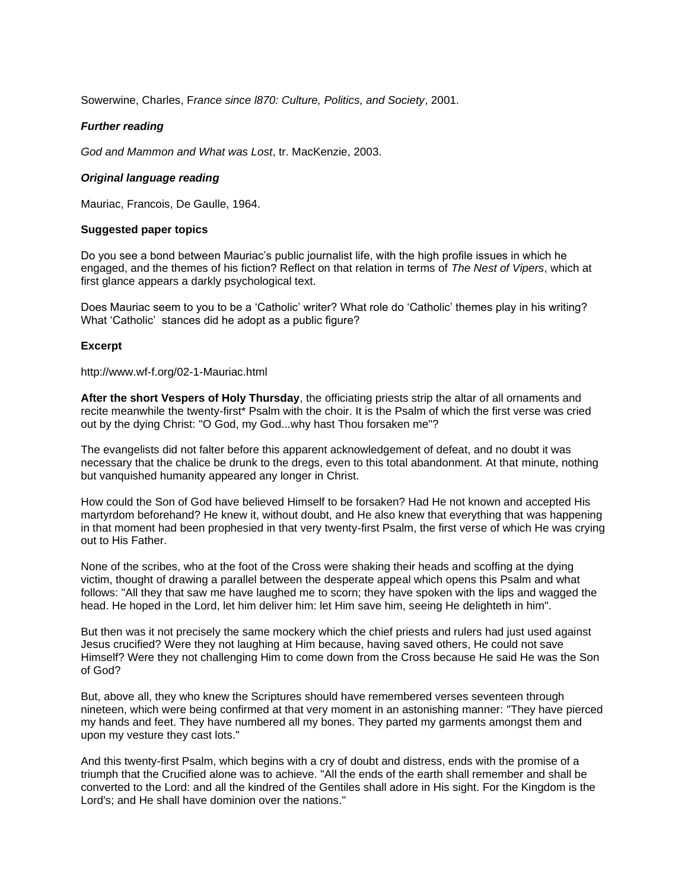Sowerwine, Charles, F*rance since l870: Culture, Politics, and Society*, 2001.

***Further reading***

*God and Mammon and What was Lost*, tr. MacKenzie, 2003.

***Original language reading***

Mauriac, Francois, De Gaulle, 1964.

**Suggested paper topics**

Do you see a bond between Mauriac's public journalist life, with the high profile issues in which he engaged, and the themes of his fiction? Reflect on that relation in terms of *The Nest of Vipers*, which at first glance appears a darkly psychological text.

Does Mauriac seem to you to be a 'Catholic' writer? What role do 'Catholic' themes play in his writing? What 'Catholic' stances did he adopt as a public figure?

**Excerpt**

http://www.wf-f.org/02-1-Mauriac.html

**After the short Vespers of Holy Thursday**, the officiating priests strip the altar of all ornaments and recite meanwhile the twenty-first* Psalm with the choir. It is the Psalm of which the first verse was cried out by the dying Christ: "O God, my God...why hast Thou forsaken me"?

The evangelists did not falter before this apparent acknowledgement of defeat, and no doubt it was necessary that the chalice be drunk to the dregs, even to this total abandonment. At that minute, nothing but vanquished humanity appeared any longer in Christ.

How could the Son of God have believed Himself to be forsaken? Had He not known and accepted His martyrdom beforehand? He knew it, without doubt, and He also knew that everything that was happening in that moment had been prophesied in that very twenty-first Psalm, the first verse of which He was crying out to His Father.

None of the scribes, who at the foot of the Cross were shaking their heads and scoffing at the dying victim, thought of drawing a parallel between the desperate appeal which opens this Psalm and what follows: "All they that saw me have laughed me to scorn; they have spoken with the lips and wagged the head. He hoped in the Lord, let him deliver him: let Him save him, seeing He delighteth in him".

But then was it not precisely the same mockery which the chief priests and rulers had just used against Jesus crucified? Were they not laughing at Him because, having saved others, He could not save Himself? Were they not challenging Him to come down from the Cross because He said He was the Son of God?

But, above all, they who knew the Scriptures should have remembered verses seventeen through nineteen, which were being confirmed at that very moment in an astonishing manner: "They have pierced my hands and feet. They have numbered all my bones. They parted my garments amongst them and upon my vesture they cast lots."

And this twenty-first Psalm, which begins with a cry of doubt and distress, ends with the promise of a triumph that the Crucified alone was to achieve. "All the ends of the earth shall remember and shall be converted to the Lord: and all the kindred of the Gentiles shall adore in His sight. For the Kingdom is the Lord's; and He shall have dominion over the nations."